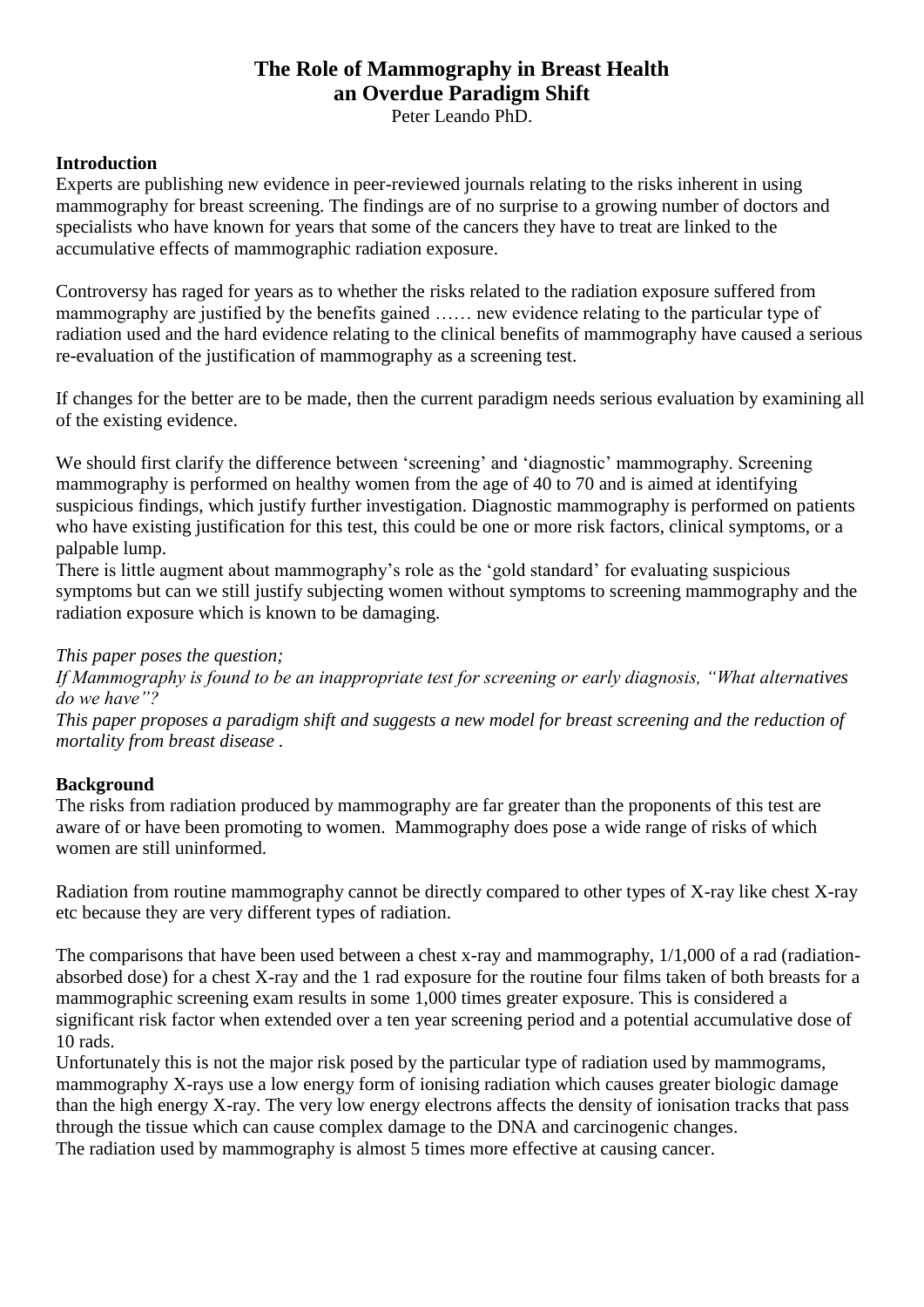# The Role of Mammography in Breast Health
## an Overdue Paradigm Shift

Peter Leando PhD.

### Introduction

Experts are publishing new evidence in peer-reviewed journals relating to the risks inherent in using mammography for breast screening. The findings are of no surprise to a growing number of doctors and specialists who have known for years that some of the cancers they have to treat are linked to the accumulative effects of mammographic radiation exposure.

Controversy has raged for years as to whether the risks related to the radiation exposure suffered from mammography are justified by the benefits gained …… new evidence relating to the particular type of radiation used and the hard evidence relating to the clinical benefits of mammography have caused a serious re-evaluation of the justification of mammography as a screening test.

If changes for the better are to be made, then the current paradigm needs serious evaluation by examining all of the existing evidence.

We should first clarify the difference between 'screening' and 'diagnostic' mammography. Screening mammography is performed on healthy women from the age of 40 to 70 and is aimed at identifying suspicious findings, which justify further investigation. Diagnostic mammography is performed on patients who have existing justification for this test, this could be one or more risk factors, clinical symptoms, or a palpable lump.

There is little augment about mammography's role as the 'gold standard' for evaluating suspicious symptoms but can we still justify subjecting women without symptoms to screening mammography and the radiation exposure which is known to be damaging.

*This paper poses the question;*

*If Mammography is found to be an inappropriate test for screening or early diagnosis, "What alternatives do we have"?*

*This paper proposes a paradigm shift and suggests a new model for breast screening and the reduction of mortality from breast disease .*

### Background

The risks from radiation produced by mammography are far greater than the proponents of this test are aware of or have been promoting to women. Mammography does pose a wide range of risks of which women are still uninformed.

Radiation from routine mammography cannot be directly compared to other types of X-ray like chest X-ray etc because they are very different types of radiation.

The comparisons that have been used between a chest x-ray and mammography, 1/1,000 of a rad (radiation-absorbed dose) for a chest X-ray and the 1 rad exposure for the routine four films taken of both breasts for a mammographic screening exam results in some 1,000 times greater exposure. This is considered a significant risk factor when extended over a ten year screening period and a potential accumulative dose of 10 rads.

Unfortunately this is not the major risk posed by the particular type of radiation used by mammograms, mammography X-rays use a low energy form of ionising radiation which causes greater biologic damage than the high energy X-ray. The very low energy electrons affects the density of ionisation tracks that pass through the tissue which can cause complex damage to the DNA and carcinogenic changes.

The radiation used by mammography is almost 5 times more effective at causing cancer.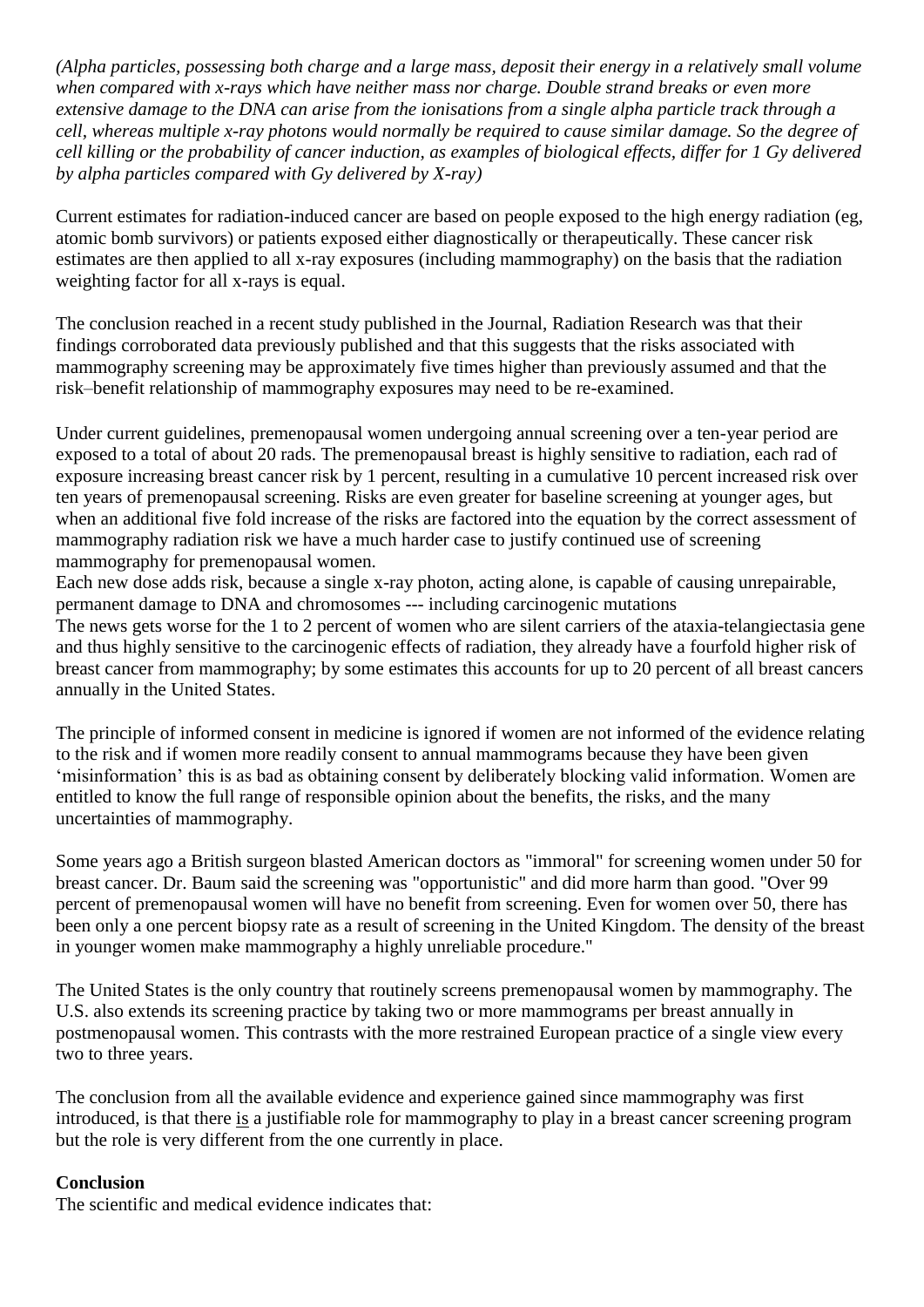*(Alpha particles, possessing both charge and a large mass, deposit their energy in a relatively small volume when compared with x-rays which have neither mass nor charge. Double strand breaks or even more extensive damage to the DNA can arise from the ionisations from a single alpha particle track through a cell, whereas multiple x-ray photons would normally be required to cause similar damage. So the degree of cell killing or the probability of cancer induction, as examples of biological effects, differ for 1 Gy delivered by alpha particles compared with Gy delivered by X-ray)*

Current estimates for radiation-induced cancer are based on people exposed to the high energy radiation (eg, atomic bomb survivors) or patients exposed either diagnostically or therapeutically. These cancer risk estimates are then applied to all x-ray exposures (including mammography) on the basis that the radiation weighting factor for all x-rays is equal.

The conclusion reached in a recent study published in the Journal, Radiation Research was that their findings corroborated data previously published and that this suggests that the risks associated with mammography screening may be approximately five times higher than previously assumed and that the risk–benefit relationship of mammography exposures may need to be re-examined.

Under current guidelines, premenopausal women undergoing annual screening over a ten-year period are exposed to a total of about 20 rads. The premenopausal breast is highly sensitive to radiation, each rad of exposure increasing breast cancer risk by 1 percent, resulting in a cumulative 10 percent increased risk over ten years of premenopausal screening. Risks are even greater for baseline screening at younger ages, but when an additional five fold increase of the risks are factored into the equation by the correct assessment of mammography radiation risk we have a much harder case to justify continued use of screening mammography for premenopausal women.
Each new dose adds risk, because a single x-ray photon, acting alone, is capable of causing unrepairable, permanent damage to DNA and chromosomes --- including carcinogenic mutations
The news gets worse for the 1 to 2 percent of women who are silent carriers of the ataxia-telangiectasia gene and thus highly sensitive to the carcinogenic effects of radiation, they already have a fourfold higher risk of breast cancer from mammography; by some estimates this accounts for up to 20 percent of all breast cancers annually in the United States.

The principle of informed consent in medicine is ignored if women are not informed of the evidence relating to the risk and if women more readily consent to annual mammograms because they have been given 'misinformation' this is as bad as obtaining consent by deliberately blocking valid information. Women are entitled to know the full range of responsible opinion about the benefits, the risks, and the many uncertainties of mammography.

Some years ago a British surgeon blasted American doctors as "immoral" for screening women under 50 for breast cancer. Dr. Baum said the screening was "opportunistic" and did more harm than good. "Over 99 percent of premenopausal women will have no benefit from screening. Even for women over 50, there has been only a one percent biopsy rate as a result of screening in the United Kingdom. The density of the breast in younger women make mammography a highly unreliable procedure."

The United States is the only country that routinely screens premenopausal women by mammography. The U.S. also extends its screening practice by taking two or more mammograms per breast annually in postmenopausal women. This contrasts with the more restrained European practice of a single view every two to three years.

The conclusion from all the available evidence and experience gained since mammography was first introduced, is that there is a justifiable role for mammography to play in a breast cancer screening program but the role is very different from the one currently in place.

**Conclusion**
The scientific and medical evidence indicates that: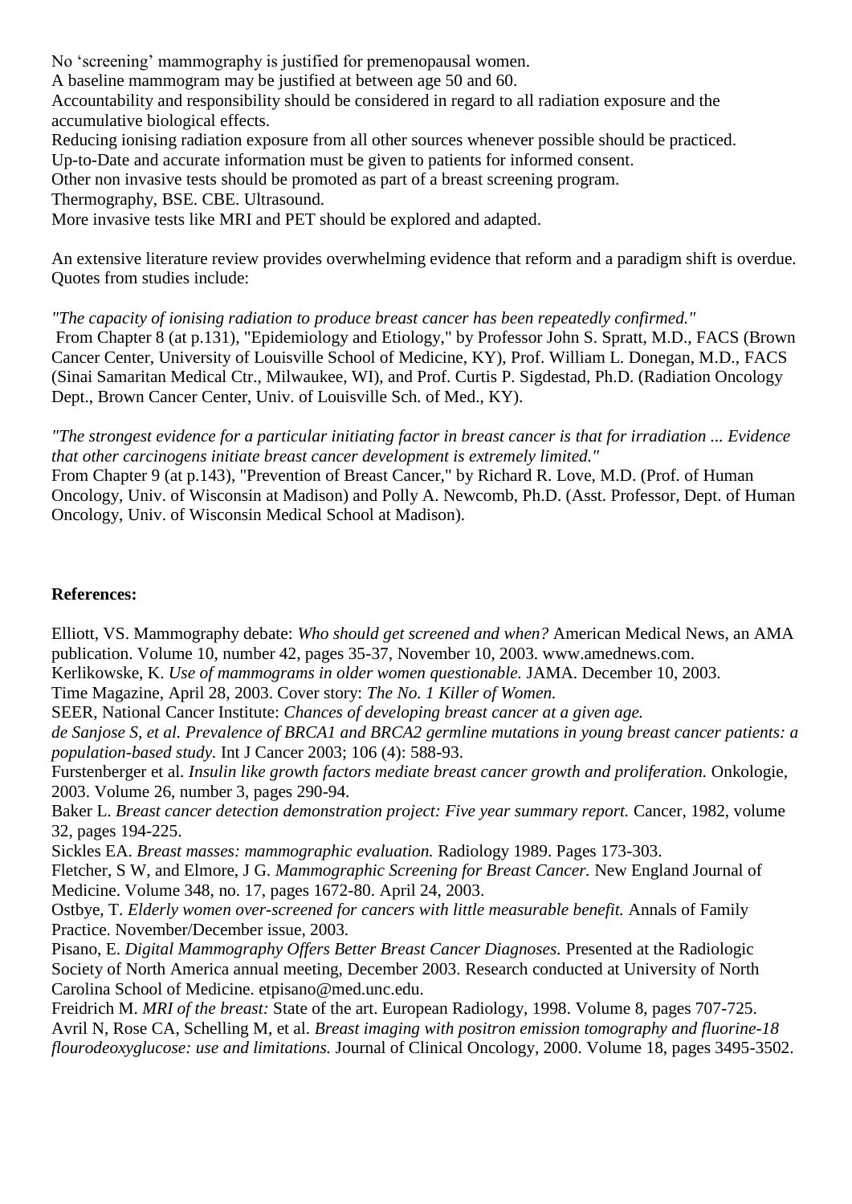No 'screening' mammography is justified for premenopausal women.
A baseline mammogram may be justified at between age 50 and 60.
Accountability and responsibility should be considered in regard to all radiation exposure and the accumulative biological effects.
Reducing ionising radiation exposure from all other sources whenever possible should be practiced.
Up-to-Date and accurate information must be given to patients for informed consent.
Other non invasive tests should be promoted as part of a breast screening program.
Thermography, BSE. CBE. Ultrasound.
More invasive tests like MRI and PET should be explored and adapted.

An extensive literature review provides overwhelming evidence that reform and a paradigm shift is overdue. Quotes from studies include:

*"The capacity of ionising radiation to produce breast cancer has been repeatedly confirmed."*
From Chapter 8 (at p.131), "Epidemiology and Etiology," by Professor John S. Spratt, M.D., FACS (Brown Cancer Center, University of Louisville School of Medicine, KY), Prof. William L. Donegan, M.D., FACS (Sinai Samaritan Medical Ctr., Milwaukee, WI), and Prof. Curtis P. Sigdestad, Ph.D. (Radiation Oncology Dept., Brown Cancer Center, Univ. of Louisville Sch. of Med., KY).

*"The strongest evidence for a particular initiating factor in breast cancer is that for irradiation ... Evidence that other carcinogens initiate breast cancer development is extremely limited."*
From Chapter 9 (at p.143), "Prevention of Breast Cancer," by Richard R. Love, M.D. (Prof. of Human Oncology, Univ. of Wisconsin at Madison) and Polly A. Newcomb, Ph.D. (Asst. Professor, Dept. of Human Oncology, Univ. of Wisconsin Medical School at Madison).

**References:**

Elliott, VS. Mammography debate: *Who should get screened and when?* American Medical News, an AMA publication. Volume 10, number 42, pages 35-37, November 10, 2003. www.amednews.com.
Kerlikowske, K. *Use of mammograms in older women questionable.* JAMA. December 10, 2003.
Time Magazine, April 28, 2003. Cover story: *The No. 1 Killer of Women.*
SEER, National Cancer Institute: *Chances of developing breast cancer at a given age.*
*de Sanjose S, et al. Prevalence of BRCA1 and BRCA2 germline mutations in young breast cancer patients: a population-based study.* Int J Cancer 2003; 106 (4): 588-93.
Furstenberger et al. *Insulin like growth factors mediate breast cancer growth and proliferation.* Onkologie, 2003. Volume 26, number 3, pages 290-94.
Baker L. *Breast cancer detection demonstration project: Five year summary report.* Cancer, 1982, volume 32, pages 194-225.
Sickles EA. *Breast masses: mammographic evaluation.* Radiology 1989. Pages 173-303.
Fletcher, S W, and Elmore, J G. *Mammographic Screening for Breast Cancer.* New England Journal of Medicine. Volume 348, no. 17, pages 1672-80. April 24, 2003.
Ostbye, T. *Elderly women over-screened for cancers with little measurable benefit.* Annals of Family Practice. November/December issue, 2003.
Pisano, E. *Digital Mammography Offers Better Breast Cancer Diagnoses.* Presented at the Radiologic Society of North America annual meeting, December 2003. Research conducted at University of North Carolina School of Medicine. etpisano@med.unc.edu.
Freidrich M. *MRI of the breast:* State of the art. European Radiology, 1998. Volume 8, pages 707-725.
Avril N, Rose CA, Schelling M, et al. *Breast imaging with positron emission tomography and fluorine-18 flourodeoxyglucose: use and limitations.* Journal of Clinical Oncology, 2000. Volume 18, pages 3495-3502.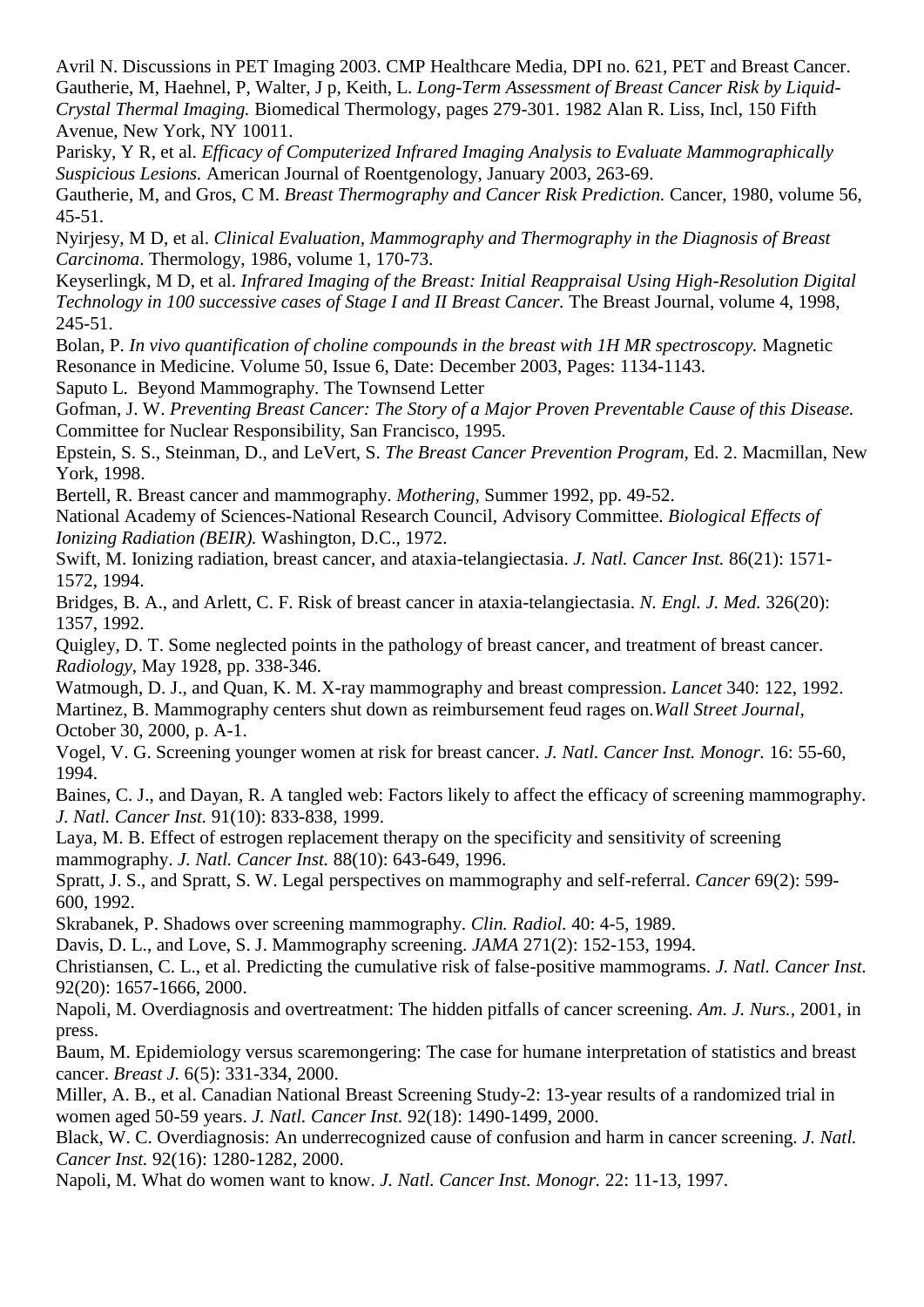Avril N. Discussions in PET Imaging 2003. CMP Healthcare Media, DPI no. 621, PET and Breast Cancer.

Gautherie, M, Haehnel, P, Walter, J p, Keith, L. *Long-Term Assessment of Breast Cancer Risk by Liquid-Crystal Thermal Imaging.* Biomedical Thermology, pages 279-301. 1982 Alan R. Liss, Incl, 150 Fifth Avenue, New York, NY 10011.

Parisky, Y R, et al. *Efficacy of Computerized Infrared Imaging Analysis to Evaluate Mammographically Suspicious Lesions.* American Journal of Roentgenology, January 2003, 263-69.

Gautherie, M, and Gros, C M. *Breast Thermography and Cancer Risk Prediction.* Cancer, 1980, volume 56, 45-51.

Nyirjesy, M D, et al. *Clinical Evaluation, Mammography and Thermography in the Diagnosis of Breast Carcinoma*. Thermology, 1986, volume 1, 170-73.

Keyserlingk, M D, et al. *Infrared Imaging of the Breast: Initial Reappraisal Using High-Resolution Digital Technology in 100 successive cases of Stage I and II Breast Cancer.* The Breast Journal, volume 4, 1998, 245-51.

Bolan, P. *In vivo quantification of choline compounds in the breast with 1H MR spectroscopy.* Magnetic Resonance in Medicine. Volume 50, Issue 6, Date: December 2003, Pages: 1134-1143.

Saputo L. Beyond Mammography. The Townsend Letter

Gofman, J. W. *Preventing Breast Cancer: The Story of a Major Proven Preventable Cause of this Disease.* Committee for Nuclear Responsibility, San Francisco, 1995.

Epstein, S. S., Steinman, D., and LeVert, S. *The Breast Cancer Prevention Program,* Ed. 2. Macmillan, New York, 1998.

Bertell, R. Breast cancer and mammography. *Mothering,* Summer 1992, pp. 49-52.

National Academy of Sciences-National Research Council, Advisory Committee. *Biological Effects of Ionizing Radiation (BEIR).* Washington, D.C., 1972.

Swift, M. Ionizing radiation, breast cancer, and ataxia-telangiectasia. *J. Natl. Cancer Inst.* 86(21): 1571-1572, 1994.

Bridges, B. A., and Arlett, C. F. Risk of breast cancer in ataxia-telangiectasia. *N. Engl. J. Med.* 326(20): 1357, 1992.

Quigley, D. T. Some neglected points in the pathology of breast cancer, and treatment of breast cancer. *Radiology,* May 1928, pp. 338-346.

Watmough, D. J., and Quan, K. M. X-ray mammography and breast compression. *Lancet* 340: 122, 1992.

Martinez, B. Mammography centers shut down as reimbursement feud rages on.*Wall Street Journal,* October 30, 2000, p. A-1.

Vogel, V. G. Screening younger women at risk for breast cancer. *J. Natl. Cancer Inst. Monogr.* 16: 55-60, 1994.

Baines, C. J., and Dayan, R. A tangled web: Factors likely to affect the efficacy of screening mammography. *J. Natl. Cancer Inst.* 91(10): 833-838, 1999.

Laya, M. B. Effect of estrogen replacement therapy on the specificity and sensitivity of screening mammography. *J. Natl. Cancer Inst.* 88(10): 643-649, 1996.

Spratt, J. S., and Spratt, S. W. Legal perspectives on mammography and self-referral. *Cancer* 69(2): 599-600, 1992.

Skrabanek, P. Shadows over screening mammography. *Clin. Radiol.* 40: 4-5, 1989.

Davis, D. L., and Love, S. J. Mammography screening. *JAMA* 271(2): 152-153, 1994.

Christiansen, C. L., et al. Predicting the cumulative risk of false-positive mammograms. *J. Natl. Cancer Inst.* 92(20): 1657-1666, 2000.

Napoli, M. Overdiagnosis and overtreatment: The hidden pitfalls of cancer screening. *Am. J. Nurs.,* 2001, in press.

Baum, M. Epidemiology versus scaremongering: The case for humane interpretation of statistics and breast cancer. *Breast J.* 6(5): 331-334, 2000.

Miller, A. B., et al. Canadian National Breast Screening Study-2: 13-year results of a randomized trial in women aged 50-59 years. *J. Natl. Cancer Inst.* 92(18): 1490-1499, 2000.

Black, W. C. Overdiagnosis: An underrecognized cause of confusion and harm in cancer screening. *J. Natl. Cancer Inst.* 92(16): 1280-1282, 2000.

Napoli, M. What do women want to know. *J. Natl. Cancer Inst. Monogr.* 22: 11-13, 1997.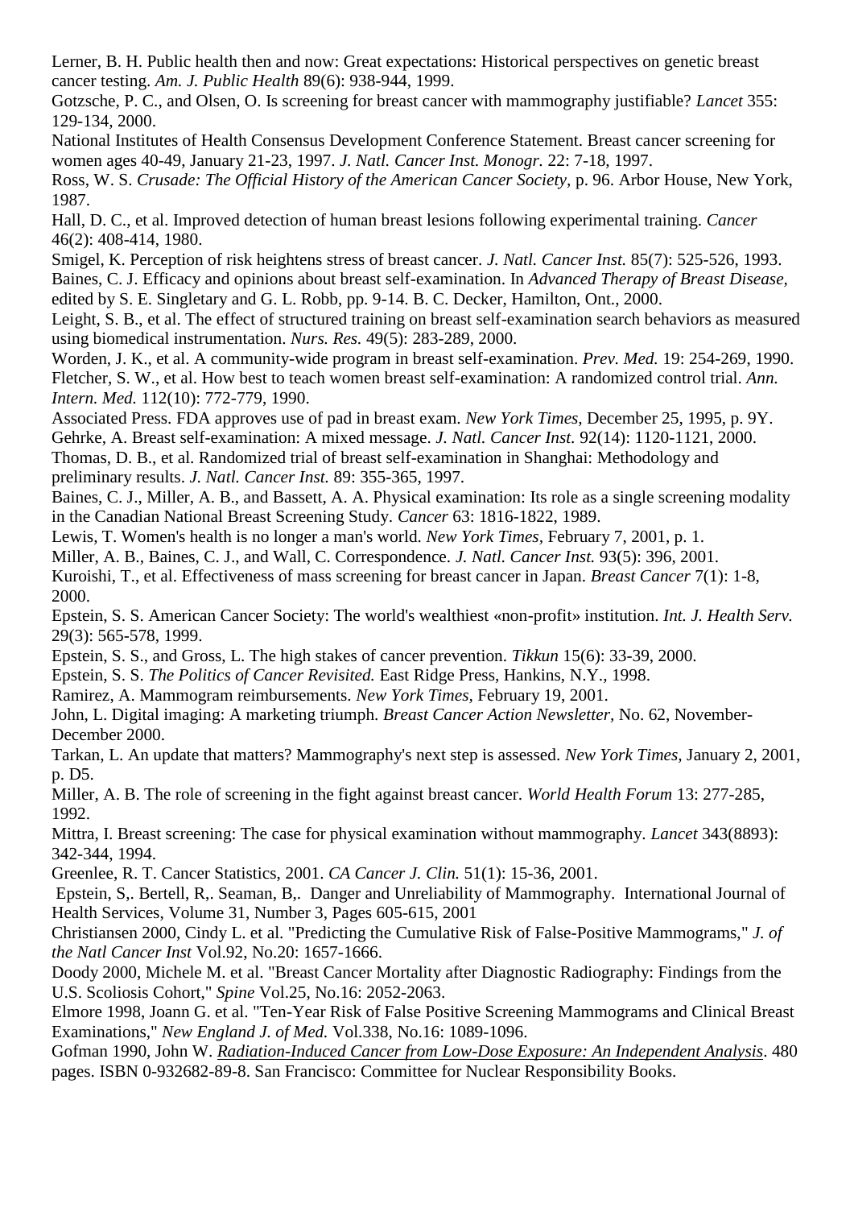Lerner, B. H. Public health then and now: Great expectations: Historical perspectives on genetic breast cancer testing. *Am. J. Public Health* 89(6): 938-944, 1999.

Gotzsche, P. C., and Olsen, O. Is screening for breast cancer with mammography justifiable? *Lancet* 355: 129-134, 2000.

National Institutes of Health Consensus Development Conference Statement. Breast cancer screening for women ages 40-49, January 21-23, 1997. *J. Natl. Cancer Inst. Monogr.* 22: 7-18, 1997.

Ross, W. S. *Crusade: The Official History of the American Cancer Society,* p. 96. Arbor House, New York, 1987.

Hall, D. C., et al. Improved detection of human breast lesions following experimental training. *Cancer* 46(2): 408-414, 1980.

Smigel, K. Perception of risk heightens stress of breast cancer. *J. Natl. Cancer Inst.* 85(7): 525-526, 1993.

Baines, C. J. Efficacy and opinions about breast self-examination. In *Advanced Therapy of Breast Disease,* edited by S. E. Singletary and G. L. Robb, pp. 9-14. B. C. Decker, Hamilton, Ont., 2000.

Leight, S. B., et al. The effect of structured training on breast self-examination search behaviors as measured using biomedical instrumentation. *Nurs. Res.* 49(5): 283-289, 2000.

Worden, J. K., et al. A community-wide program in breast self-examination. *Prev. Med.* 19: 254-269, 1990.

Fletcher, S. W., et al. How best to teach women breast self-examination: A randomized control trial. *Ann. Intern. Med.* 112(10): 772-779, 1990.

Associated Press. FDA approves use of pad in breast exam. *New York Times,* December 25, 1995, p. 9Y.

Gehrke, A. Breast self-examination: A mixed message. *J. Natl. Cancer Inst.* 92(14): 1120-1121, 2000.

Thomas, D. B., et al. Randomized trial of breast self-examination in Shanghai: Methodology and preliminary results. *J. Natl. Cancer Inst.* 89: 355-365, 1997.

Baines, C. J., Miller, A. B., and Bassett, A. A. Physical examination: Its role as a single screening modality in the Canadian National Breast Screening Study. *Cancer* 63: 1816-1822, 1989.

Lewis, T. Women's health is no longer a man's world. *New York Times,* February 7, 2001, p. 1.

Miller, A. B., Baines, C. J., and Wall, C. Correspondence. *J. Natl. Cancer Inst.* 93(5): 396, 2001.

Kuroishi, T., et al. Effectiveness of mass screening for breast cancer in Japan. *Breast Cancer* 7(1): 1-8, 2000.

Epstein, S. S. American Cancer Society: The world's wealthiest «non-profit» institution. *Int. J. Health Serv.* 29(3): 565-578, 1999.

Epstein, S. S., and Gross, L. The high stakes of cancer prevention. *Tikkun* 15(6): 33-39, 2000.

Epstein, S. S. *The Politics of Cancer Revisited.* East Ridge Press, Hankins, N.Y., 1998.

Ramirez, A. Mammogram reimbursements. *New York Times,* February 19, 2001.

John, L. Digital imaging: A marketing triumph. *Breast Cancer Action Newsletter,* No. 62, November-December 2000.

Tarkan, L. An update that matters? Mammography's next step is assessed. *New York Times,* January 2, 2001, p. D5.

Miller, A. B. The role of screening in the fight against breast cancer. *World Health Forum* 13: 277-285, 1992.

Mittra, I. Breast screening: The case for physical examination without mammography. *Lancet* 343(8893): 342-344, 1994.

Greenlee, R. T. Cancer Statistics, 2001. *CA Cancer J. Clin.* 51(1): 15-36, 2001.

Epstein, S,. Bertell, R,. Seaman, B,. Danger and Unreliability of Mammography. International Journal of Health Services, Volume 31, Number 3, Pages 605-615, 2001

Christiansen 2000, Cindy L. et al. "Predicting the Cumulative Risk of False-Positive Mammograms," *J. of the Natl Cancer Inst* Vol.92, No.20: 1657-1666.

Doody 2000, Michele M. et al. "Breast Cancer Mortality after Diagnostic Radiography: Findings from the U.S. Scoliosis Cohort," *Spine* Vol.25, No.16: 2052-2063.

Elmore 1998, Joann G. et al. "Ten-Year Risk of False Positive Screening Mammograms and Clinical Breast Examinations," *New England J. of Med.* Vol.338, No.16: 1089-1096.

Gofman 1990, John W. *Radiation-Induced Cancer from Low-Dose Exposure: An Independent Analysis*. 480 pages. ISBN 0-932682-89-8. San Francisco: Committee for Nuclear Responsibility Books.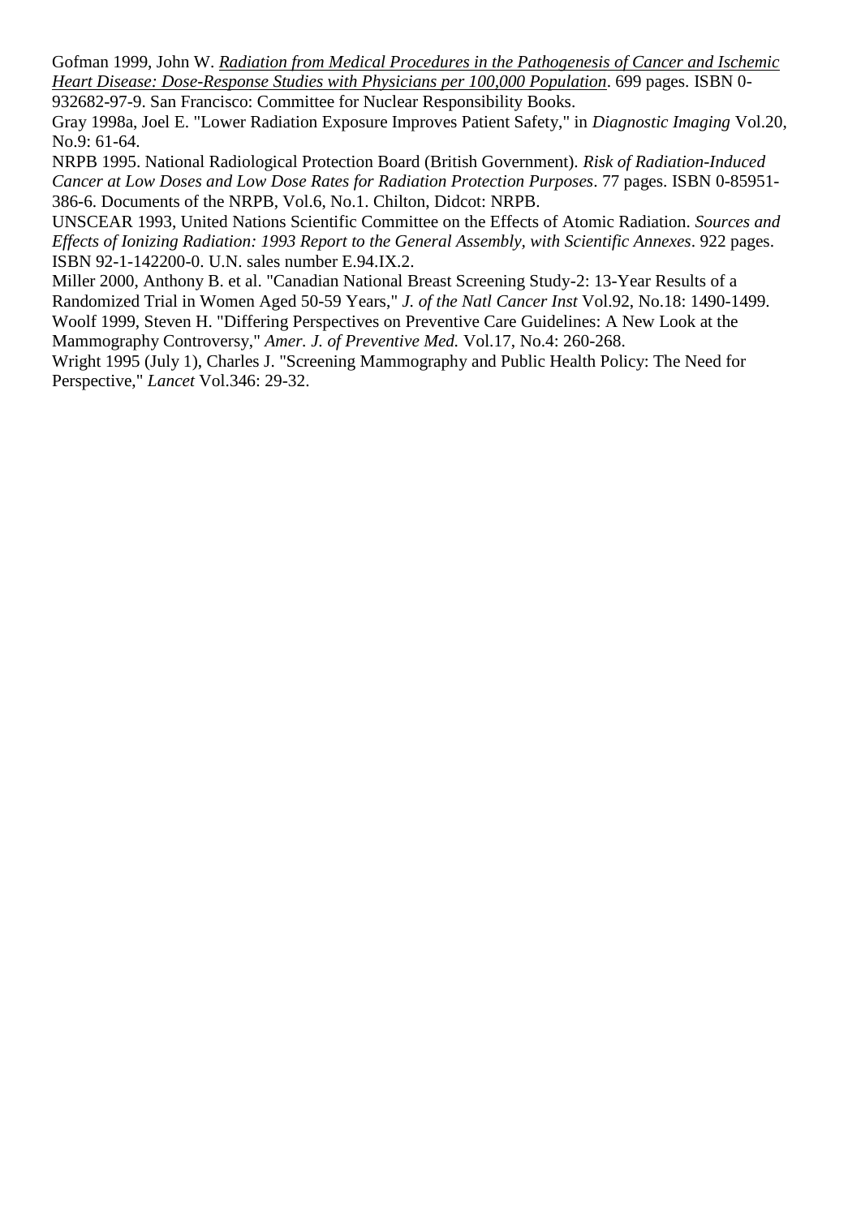Gofman 1999, John W. *Radiation from Medical Procedures in the Pathogenesis of Cancer and Ischemic Heart Disease: Dose-Response Studies with Physicians per 100,000 Population*. 699 pages. ISBN 0-932682-97-9. San Francisco: Committee for Nuclear Responsibility Books.

Gray 1998a, Joel E. "Lower Radiation Exposure Improves Patient Safety," in *Diagnostic Imaging* Vol.20, No.9: 61-64.

NRPB 1995. National Radiological Protection Board (British Government). *Risk of Radiation-Induced Cancer at Low Doses and Low Dose Rates for Radiation Protection Purposes*. 77 pages. ISBN 0-85951-386-6. Documents of the NRPB, Vol.6, No.1. Chilton, Didcot: NRPB.

UNSCEAR 1993, United Nations Scientific Committee on the Effects of Atomic Radiation. *Sources and Effects of Ionizing Radiation: 1993 Report to the General Assembly, with Scientific Annexes*. 922 pages. ISBN 92-1-142200-0. U.N. sales number E.94.IX.2.

Miller 2000, Anthony B. et al. "Canadian National Breast Screening Study-2: 13-Year Results of a Randomized Trial in Women Aged 50-59 Years," *J. of the Natl Cancer Inst* Vol.92, No.18: 1490-1499.

Woolf 1999, Steven H. "Differing Perspectives on Preventive Care Guidelines: A New Look at the Mammography Controversy," *Amer. J. of Preventive Med.* Vol.17, No.4: 260-268.

Wright 1995 (July 1), Charles J. "Screening Mammography and Public Health Policy: The Need for Perspective," *Lancet* Vol.346: 29-32.